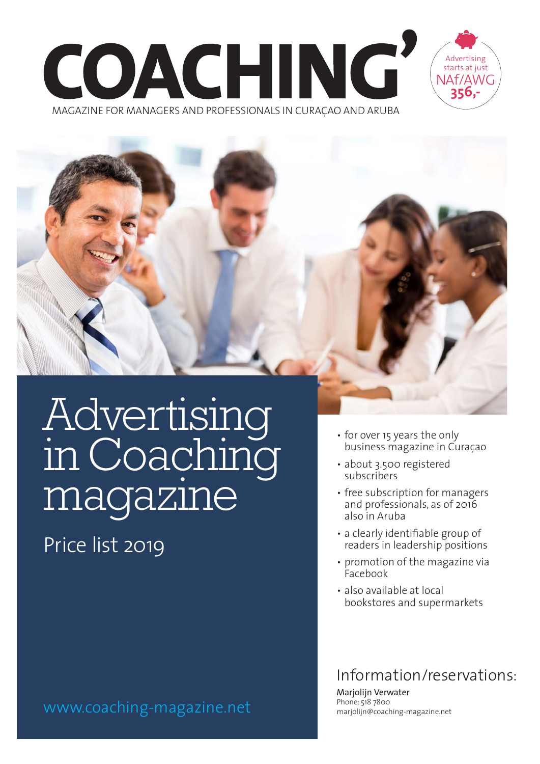# COACHING'

MAGAZINE FOR MANAGERS AND PROFESSIONALS IN CURAÇAO AND ARUBA

Advertising starts at just NAf/AWG **356,-**

# Advertising in Coaching magazine

## Price list 2019

- for over 15 years the only business magazine in Curaçao
- about 3.500 registered subscribers
- free subscription for managers and professionals, as of 2016 also in Aruba
- a clearly identifiable group of readers in leadership positions
- promotion of the magazine via Facebook
- also available at local bookstores and supermarkets

## Information/reservations:

**Marjolijn Verwater**
Phone: 518 7800
marjolijn@coaching-magazine.net

www.coaching-magazine.net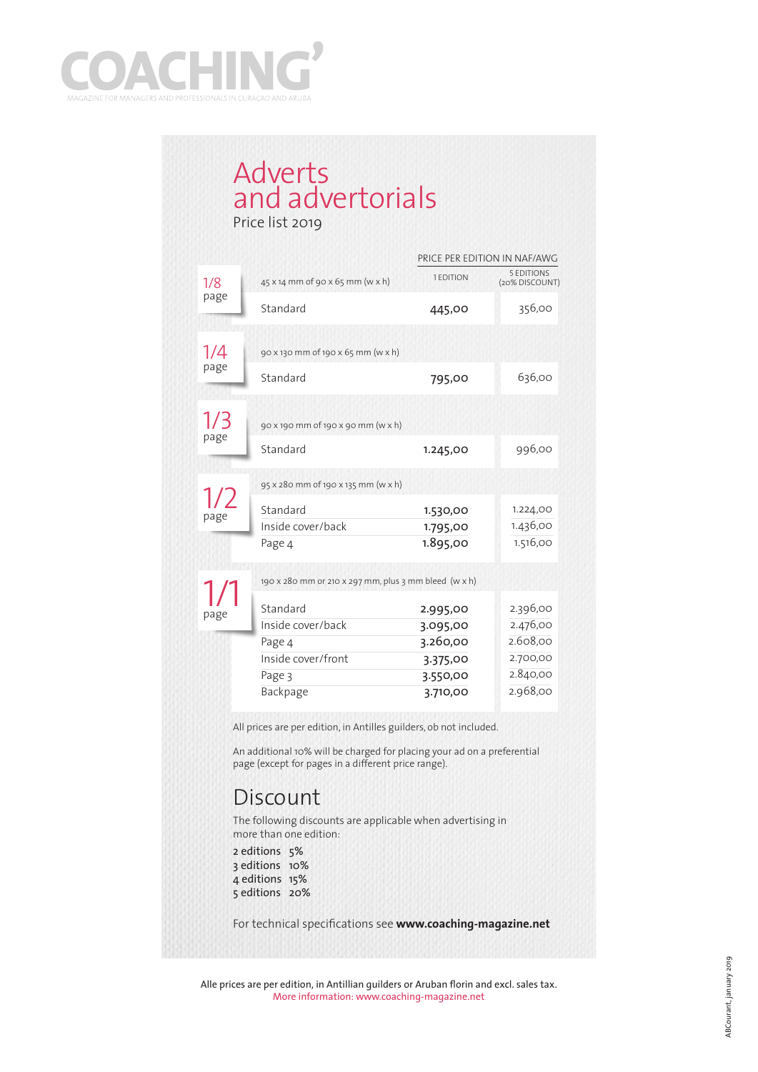# COACHING'

MAGAZINE FOR MANAGERS AND PROFESSIONALS IN CURAÇAO AND ARUBA

# Adverts and advertorials

Price list 2019

| | | PRICE PER EDITION IN NAF/AWG | |
|---|---|---|---|
| | | 1 EDITION | 5 EDITIONS (20% DISCOUNT) |
| **1/8 page** | 45 x 14 mm of 90 x 65 mm (w x h) | | |
| | Standard | 445,00 | 356,00 |
| **1/4 page** | 90 x 130 mm of 190 x 65 mm (w x h) | | |
| | Standard | 795,00 | 636,00 |
| **1/3 page** | 90 x 190 mm of 190 x 90 mm (w x h) | | |
| | Standard | 1.245,00 | 996,00 |
| **1/2 page** | 95 x 280 mm of 190 x 135 mm (w x h) | | |
| | Standard | 1.530,00 | 1.224,00 |
| | Inside cover/back | 1.795,00 | 1.436,00 |
| | Page 4 | 1.895,00 | 1.516,00 |
| **1/1 page** | 190 x 280 mm or 210 x 297 mm, plus 3 mm bleed (w x h) | | |
| | Standard | 2.995,00 | 2.396,00 |
| | Inside cover/back | 3.095,00 | 2.476,00 |
| | Page 4 | 3.260,00 | 2.608,00 |
| | Inside cover/front | 3.375,00 | 2.700,00 |
| | Page 3 | 3.550,00 | 2.840,00 |
| | Backpage | 3.710,00 | 2.968,00 |

All prices are per edition, in Antilles guilders, ob not included.

An additional 10% will be charged for placing your ad on a preferential page (except for pages in a different price range).

## Discount

The following discounts are applicable when advertising in more than one edition:

- 2 editions 5%
- 3 editions 10%
- 4 editions 15%
- 5 editions 20%

For technical specifications see **www.coaching-magazine.net**

Alle prices are per edition, in Antillian guilders or Aruban florin and excl. sales tax.
More information: www.coaching-magazine.net

ABCourant, january 2019